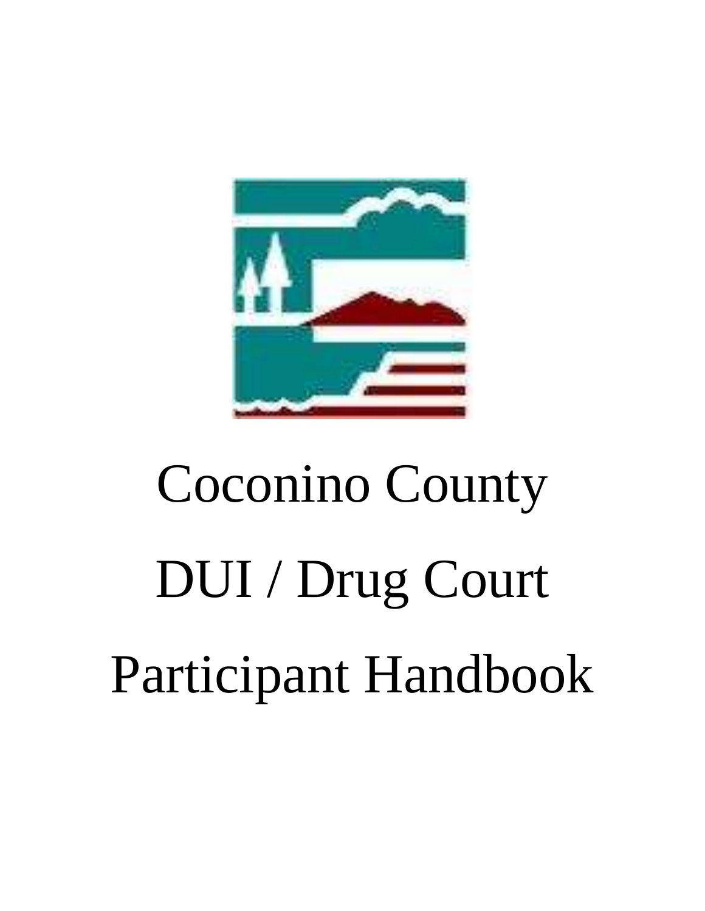# Coconino County

# DUI / Drug Court

# Participant Handbook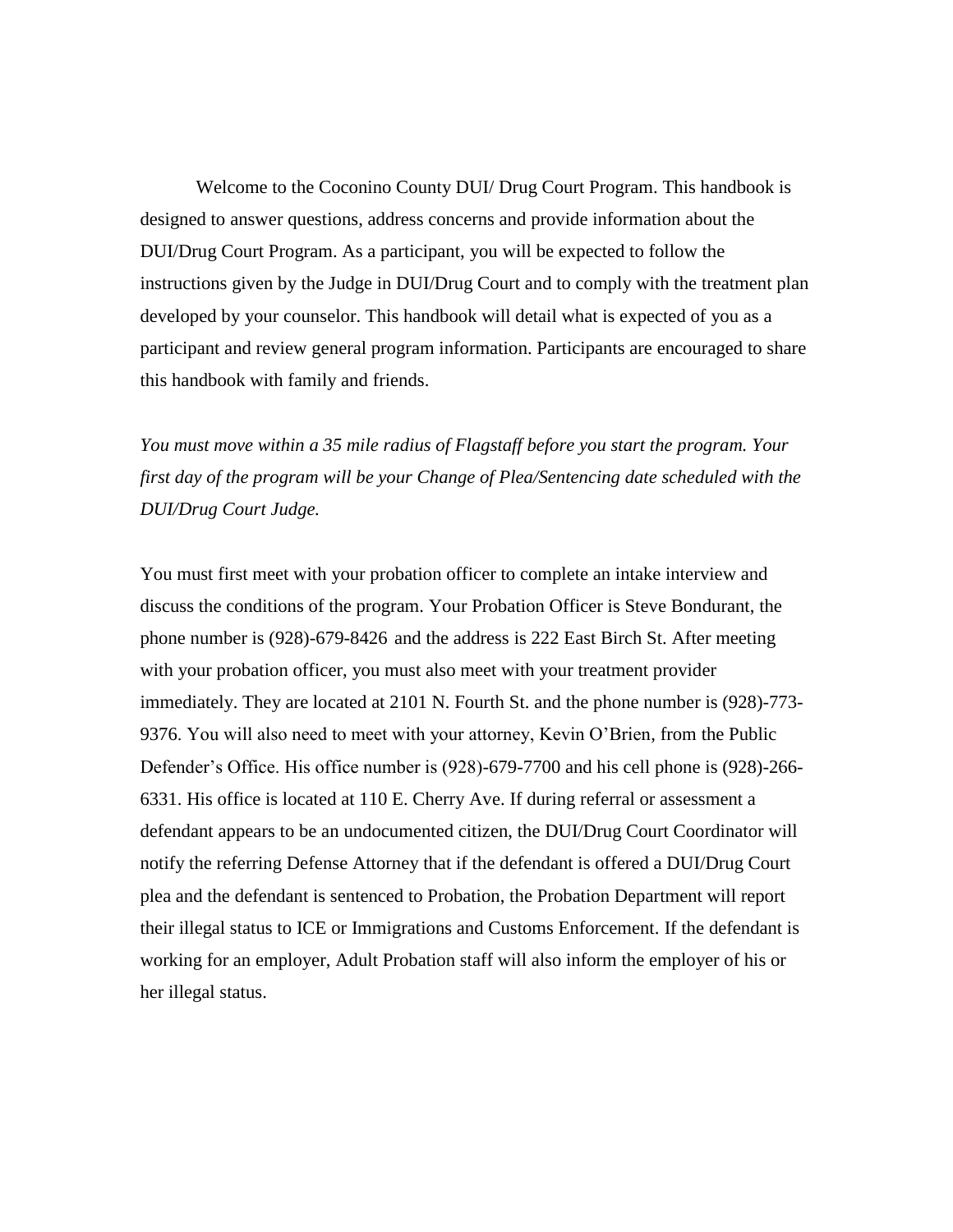Welcome to the Coconino County DUI/ Drug Court Program. This handbook is designed to answer questions, address concerns and provide information about the DUI/Drug Court Program. As a participant, you will be expected to follow the instructions given by the Judge in DUI/Drug Court and to comply with the treatment plan developed by your counselor. This handbook will detail what is expected of you as a participant and review general program information. Participants are encouraged to share this handbook with family and friends.

*You must move within a 35 mile radius of Flagstaff before you start the program. Your first day of the program will be your Change of Plea/Sentencing date scheduled with the DUI/Drug Court Judge.*

You must first meet with your probation officer to complete an intake interview and discuss the conditions of the program. Your Probation Officer is Steve Bondurant, the phone number is (928)-679-8426 and the address is 222 East Birch St. After meeting with your probation officer, you must also meet with your treatment provider immediately. They are located at 2101 N. Fourth St. and the phone number is (928)-773-9376. You will also need to meet with your attorney, Kevin O'Brien, from the Public Defender's Office. His office number is (928)-679-7700 and his cell phone is (928)-266-6331. His office is located at 110 E. Cherry Ave. If during referral or assessment a defendant appears to be an undocumented citizen, the DUI/Drug Court Coordinator will notify the referring Defense Attorney that if the defendant is offered a DUI/Drug Court plea and the defendant is sentenced to Probation, the Probation Department will report their illegal status to ICE or Immigrations and Customs Enforcement. If the defendant is working for an employer, Adult Probation staff will also inform the employer of his or her illegal status.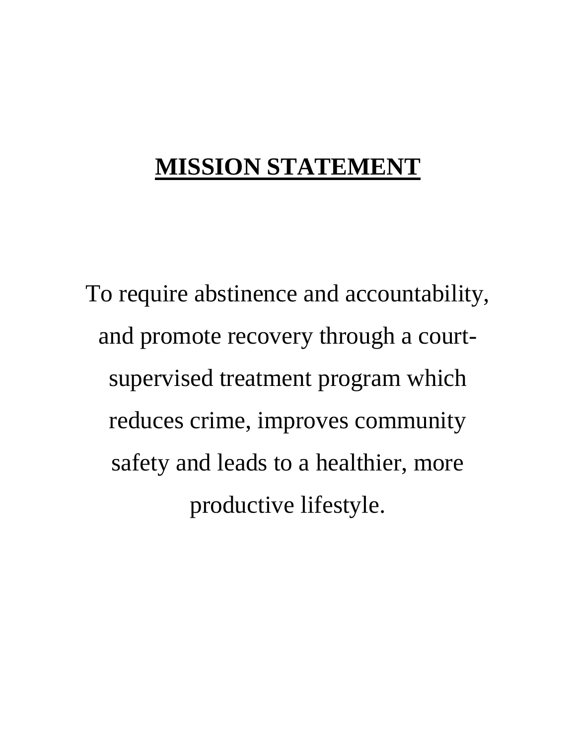# MISSION STATEMENT

To require abstinence and accountability, and promote recovery through a court-supervised treatment program which reduces crime, improves community safety and leads to a healthier, more productive lifestyle.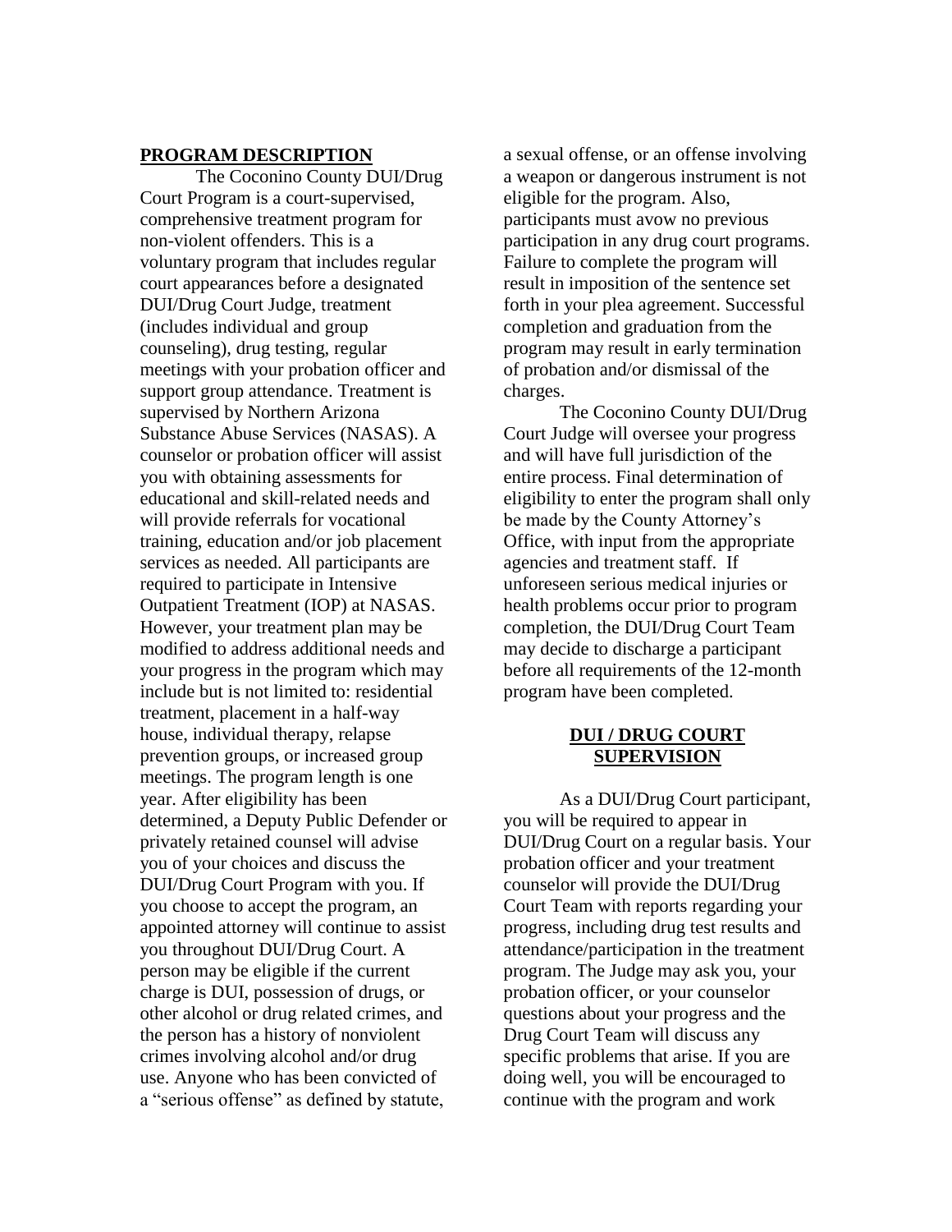## PROGRAM DESCRIPTION

The Coconino County DUI/Drug Court Program is a court-supervised, comprehensive treatment program for non-violent offenders. This is a voluntary program that includes regular court appearances before a designated DUI/Drug Court Judge, treatment (includes individual and group counseling), drug testing, regular meetings with your probation officer and support group attendance. Treatment is supervised by Northern Arizona Substance Abuse Services (NASAS). A counselor or probation officer will assist you with obtaining assessments for educational and skill-related needs and will provide referrals for vocational training, education and/or job placement services as needed. All participants are required to participate in Intensive Outpatient Treatment (IOP) at NASAS. However, your treatment plan may be modified to address additional needs and your progress in the program which may include but is not limited to: residential treatment, placement in a half-way house, individual therapy, relapse prevention groups, or increased group meetings. The program length is one year. After eligibility has been determined, a Deputy Public Defender or privately retained counsel will advise you of your choices and discuss the DUI/Drug Court Program with you. If you choose to accept the program, an appointed attorney will continue to assist you throughout DUI/Drug Court. A person may be eligible if the current charge is DUI, possession of drugs, or other alcohol or drug related crimes, and the person has a history of nonviolent crimes involving alcohol and/or drug use. Anyone who has been convicted of a "serious offense" as defined by statute, a sexual offense, or an offense involving a weapon or dangerous instrument is not eligible for the program. Also, participants must avow no previous participation in any drug court programs. Failure to complete the program will result in imposition of the sentence set forth in your plea agreement. Successful completion and graduation from the program may result in early termination of probation and/or dismissal of the charges.

The Coconino County DUI/Drug Court Judge will oversee your progress and will have full jurisdiction of the entire process. Final determination of eligibility to enter the program shall only be made by the County Attorney's Office, with input from the appropriate agencies and treatment staff. If unforeseen serious medical injuries or health problems occur prior to program completion, the DUI/Drug Court Team may decide to discharge a participant before all requirements of the 12-month program have been completed.

## DUI / DRUG COURT SUPERVISION

As a DUI/Drug Court participant, you will be required to appear in DUI/Drug Court on a regular basis. Your probation officer and your treatment counselor will provide the DUI/Drug Court Team with reports regarding your progress, including drug test results and attendance/participation in the treatment program. The Judge may ask you, your probation officer, or your counselor questions about your progress and the Drug Court Team will discuss any specific problems that arise. If you are doing well, you will be encouraged to continue with the program and work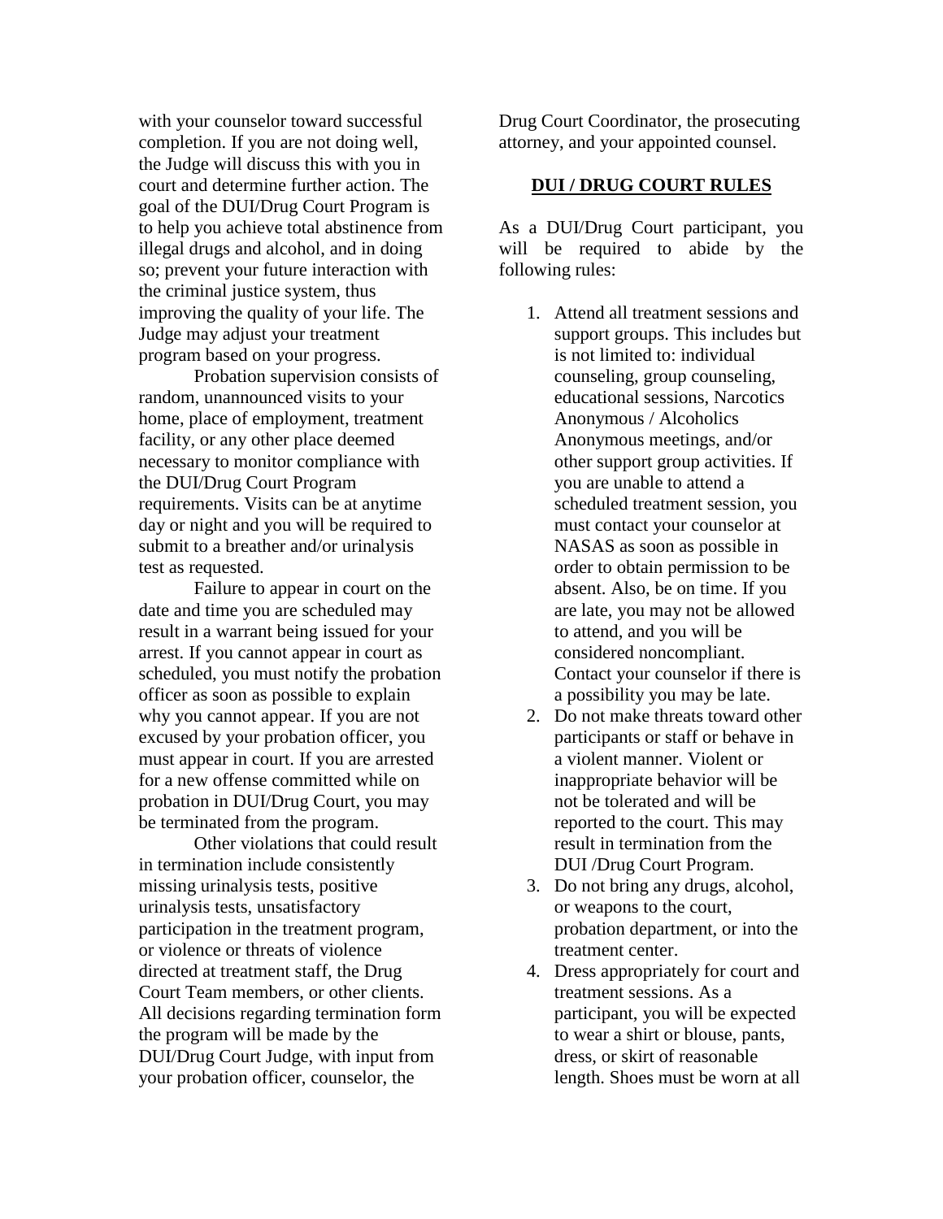with your counselor toward successful completion. If you are not doing well, the Judge will discuss this with you in court and determine further action. The goal of the DUI/Drug Court Program is to help you achieve total abstinence from illegal drugs and alcohol, and in doing so; prevent your future interaction with the criminal justice system, thus improving the quality of your life. The Judge may adjust your treatment program based on your progress.

Probation supervision consists of random, unannounced visits to your home, place of employment, treatment facility, or any other place deemed necessary to monitor compliance with the DUI/Drug Court Program requirements. Visits can be at anytime day or night and you will be required to submit to a breather and/or urinalysis test as requested.

Failure to appear in court on the date and time you are scheduled may result in a warrant being issued for your arrest. If you cannot appear in court as scheduled, you must notify the probation officer as soon as possible to explain why you cannot appear. If you are not excused by your probation officer, you must appear in court. If you are arrested for a new offense committed while on probation in DUI/Drug Court, you may be terminated from the program.

Other violations that could result in termination include consistently missing urinalysis tests, positive urinalysis tests, unsatisfactory participation in the treatment program, or violence or threats of violence directed at treatment staff, the Drug Court Team members, or other clients. All decisions regarding termination form the program will be made by the DUI/Drug Court Judge, with input from your probation officer, counselor, the Drug Court Coordinator, the prosecuting attorney, and your appointed counsel.

## DUI / DRUG COURT RULES

As a DUI/Drug Court participant, you will be required to abide by the following rules:

1. Attend all treatment sessions and support groups. This includes but is not limited to: individual counseling, group counseling, educational sessions, Narcotics Anonymous / Alcoholics Anonymous meetings, and/or other support group activities. If you are unable to attend a scheduled treatment session, you must contact your counselor at NASAS as soon as possible in order to obtain permission to be absent. Also, be on time. If you are late, you may not be allowed to attend, and you will be considered noncompliant. Contact your counselor if there is a possibility you may be late.
2. Do not make threats toward other participants or staff or behave in a violent manner. Violent or inappropriate behavior will be not be tolerated and will be reported to the court. This may result in termination from the DUI /Drug Court Program.
3. Do not bring any drugs, alcohol, or weapons to the court, probation department, or into the treatment center.
4. Dress appropriately for court and treatment sessions. As a participant, you will be expected to wear a shirt or blouse, pants, dress, or skirt of reasonable length. Shoes must be worn at all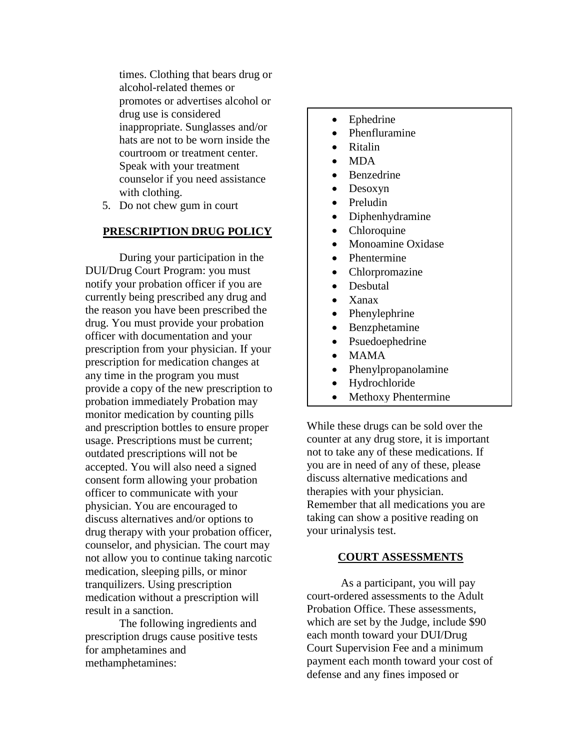times. Clothing that bears drug or alcohol-related themes or promotes or advertises alcohol or drug use is considered inappropriate. Sunglasses and/or hats are not to be worn inside the courtroom or treatment center. Speak with your treatment counselor if you need assistance with clothing.

5. Do not chew gum in court

## PRESCRIPTION DRUG POLICY

During your participation in the DUI/Drug Court Program: you must notify your probation officer if you are currently being prescribed any drug and the reason you have been prescribed the drug. You must provide your probation officer with documentation and your prescription from your physician. If your prescription for medication changes at any time in the program you must provide a copy of the new prescription to probation immediately Probation may monitor medication by counting pills and prescription bottles to ensure proper usage. Prescriptions must be current; outdated prescriptions will not be accepted. You will also need a signed consent form allowing your probation officer to communicate with your physician. You are encouraged to discuss alternatives and/or options to drug therapy with your probation officer, counselor, and physician. The court may not allow you to continue taking narcotic medication, sleeping pills, or minor tranquilizers. Using prescription medication without a prescription will result in a sanction.

The following ingredients and prescription drugs cause positive tests for amphetamines and methamphetamines:

- Ephedrine
- Phenfluramine
- Ritalin
- MDA
- Benzedrine
- Desoxyn
- Preludin
- Diphenhydramine
- Chloroquine
- Monoamine Oxidase
- Phentermine
- Chlorpromazine
- Desbutal
- Xanax
- Phenylephrine
- Benzphetamine
- Psuedoephedrine
- MAMA
- Phenylpropanolamine
- Hydrochloride
- Methoxy Phentermine

While these drugs can be sold over the counter at any drug store, it is important not to take any of these medications. If you are in need of any of these, please discuss alternative medications and therapies with your physician. Remember that all medications you are taking can show a positive reading on your urinalysis test.

## COURT ASSESSMENTS

As a participant, you will pay court-ordered assessments to the Adult Probation Office. These assessments, which are set by the Judge, include $90 each month toward your DUI/Drug Court Supervision Fee and a minimum payment each month toward your cost of defense and any fines imposed or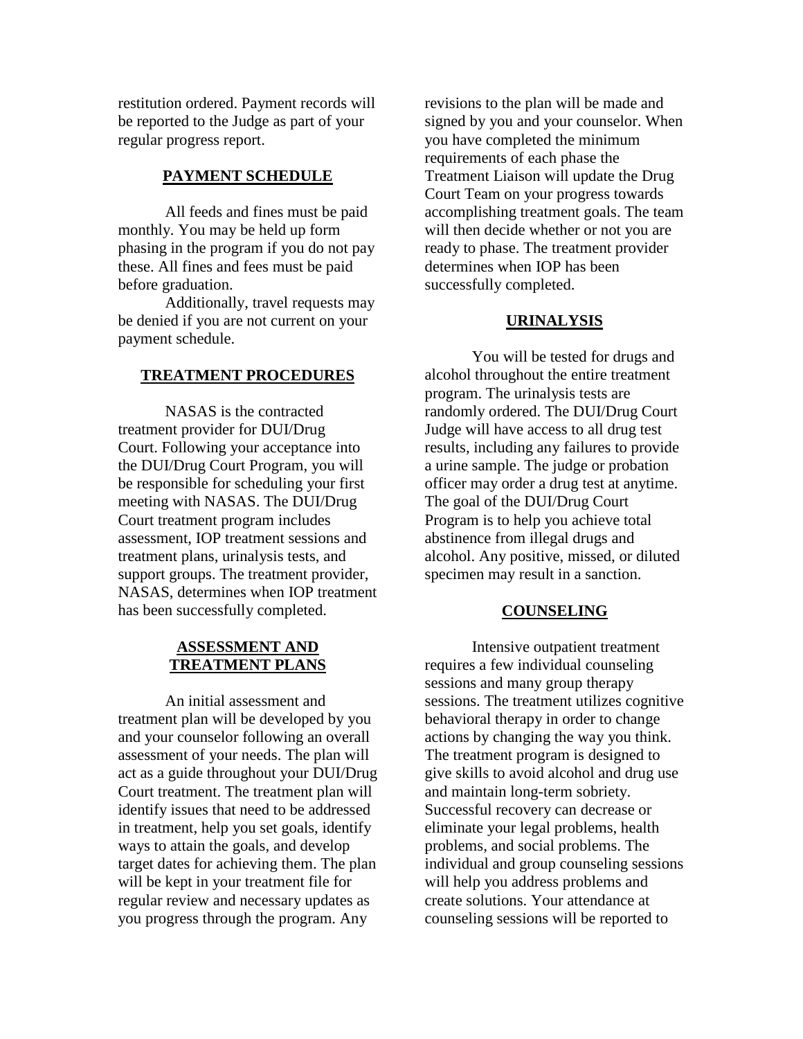restitution ordered. Payment records will be reported to the Judge as part of your regular progress report.

## PAYMENT SCHEDULE

All feeds and fines must be paid monthly. You may be held up form phasing in the program if you do not pay these. All fines and fees must be paid before graduation.

Additionally, travel requests may be denied if you are not current on your payment schedule.

## TREATMENT PROCEDURES

NASAS is the contracted treatment provider for DUI/Drug Court. Following your acceptance into the DUI/Drug Court Program, you will be responsible for scheduling your first meeting with NASAS. The DUI/Drug Court treatment program includes assessment, IOP treatment sessions and treatment plans, urinalysis tests, and support groups. The treatment provider, NASAS, determines when IOP treatment has been successfully completed.

## ASSESSMENT AND TREATMENT PLANS

An initial assessment and treatment plan will be developed by you and your counselor following an overall assessment of your needs. The plan will act as a guide throughout your DUI/Drug Court treatment. The treatment plan will identify issues that need to be addressed in treatment, help you set goals, identify ways to attain the goals, and develop target dates for achieving them. The plan will be kept in your treatment file for regular review and necessary updates as you progress through the program. Any revisions to the plan will be made and signed by you and your counselor. When you have completed the minimum requirements of each phase the Treatment Liaison will update the Drug Court Team on your progress towards accomplishing treatment goals. The team will then decide whether or not you are ready to phase. The treatment provider determines when IOP has been successfully completed.

## URINALYSIS

You will be tested for drugs and alcohol throughout the entire treatment program. The urinalysis tests are randomly ordered. The DUI/Drug Court Judge will have access to all drug test results, including any failures to provide a urine sample. The judge or probation officer may order a drug test at anytime. The goal of the DUI/Drug Court Program is to help you achieve total abstinence from illegal drugs and alcohol. Any positive, missed, or diluted specimen may result in a sanction.

## COUNSELING

Intensive outpatient treatment requires a few individual counseling sessions and many group therapy sessions. The treatment utilizes cognitive behavioral therapy in order to change actions by changing the way you think. The treatment program is designed to give skills to avoid alcohol and drug use and maintain long-term sobriety. Successful recovery can decrease or eliminate your legal problems, health problems, and social problems. The individual and group counseling sessions will help you address problems and create solutions. Your attendance at counseling sessions will be reported to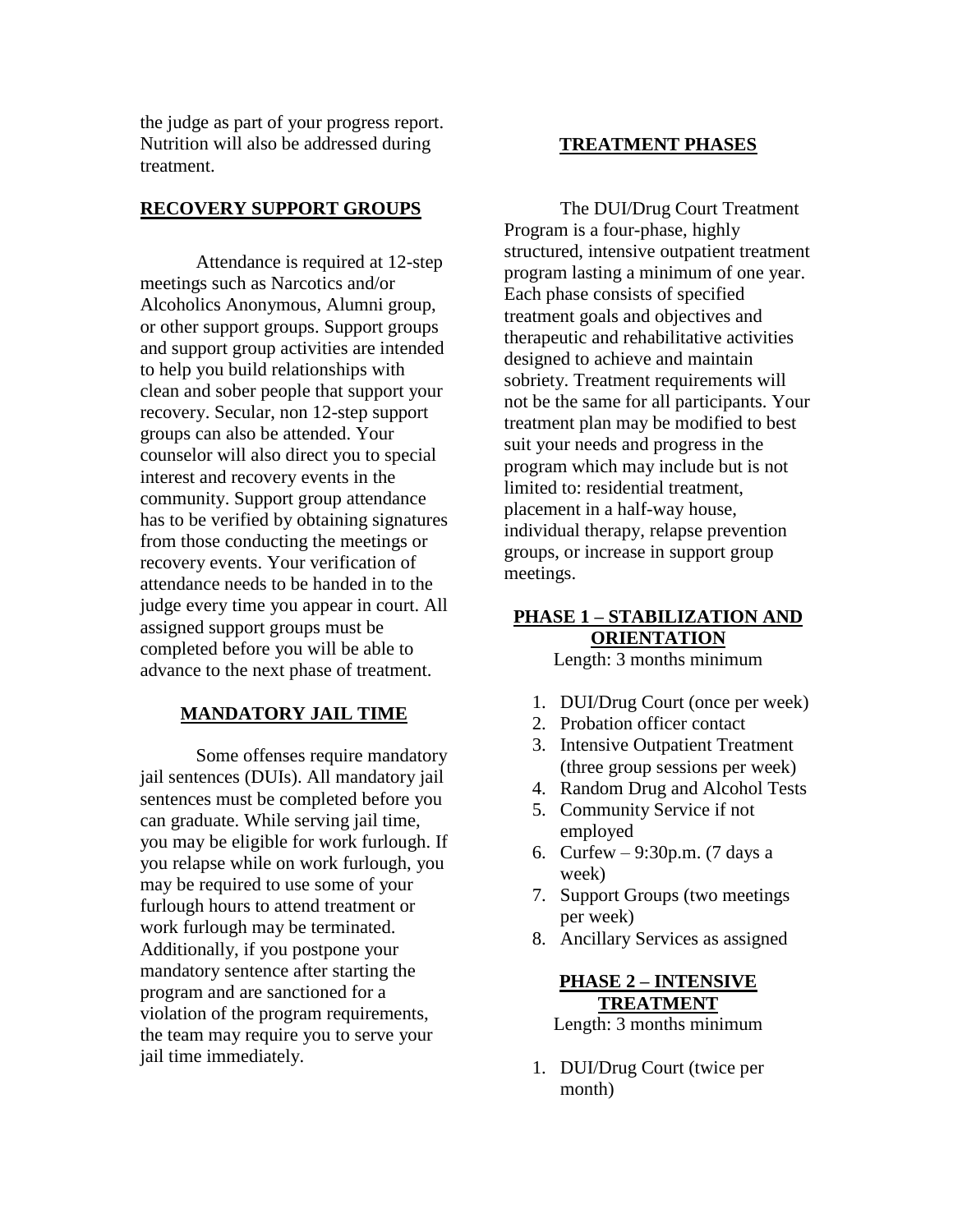the judge as part of your progress report. Nutrition will also be addressed during treatment.

## RECOVERY SUPPORT GROUPS

Attendance is required at 12-step meetings such as Narcotics and/or Alcoholics Anonymous, Alumni group, or other support groups. Support groups and support group activities are intended to help you build relationships with clean and sober people that support your recovery. Secular, non 12-step support groups can also be attended. Your counselor will also direct you to special interest and recovery events in the community. Support group attendance has to be verified by obtaining signatures from those conducting the meetings or recovery events. Your verification of attendance needs to be handed in to the judge every time you appear in court. All assigned support groups must be completed before you will be able to advance to the next phase of treatment.

## MANDATORY JAIL TIME

Some offenses require mandatory jail sentences (DUIs). All mandatory jail sentences must be completed before you can graduate. While serving jail time, you may be eligible for work furlough. If you relapse while on work furlough, you may be required to use some of your furlough hours to attend treatment or work furlough may be terminated. Additionally, if you postpone your mandatory sentence after starting the program and are sanctioned for a violation of the program requirements, the team may require you to serve your jail time immediately.

## TREATMENT PHASES

The DUI/Drug Court Treatment Program is a four-phase, highly structured, intensive outpatient treatment program lasting a minimum of one year. Each phase consists of specified treatment goals and objectives and therapeutic and rehabilitative activities designed to achieve and maintain sobriety. Treatment requirements will not be the same for all participants. Your treatment plan may be modified to best suit your needs and progress in the program which may include but is not limited to: residential treatment, placement in a half-way house, individual therapy, relapse prevention groups, or increase in support group meetings.

### PHASE 1 – STABILIZATION AND ORIENTATION

Length: 3 months minimum

1. DUI/Drug Court (once per week)
2. Probation officer contact
3. Intensive Outpatient Treatment (three group sessions per week)
4. Random Drug and Alcohol Tests
5. Community Service if not employed
6. Curfew – 9:30p.m. (7 days a week)
7. Support Groups (two meetings per week)
8. Ancillary Services as assigned

### PHASE 2 – INTENSIVE TREATMENT

Length: 3 months minimum

1. DUI/Drug Court (twice per month)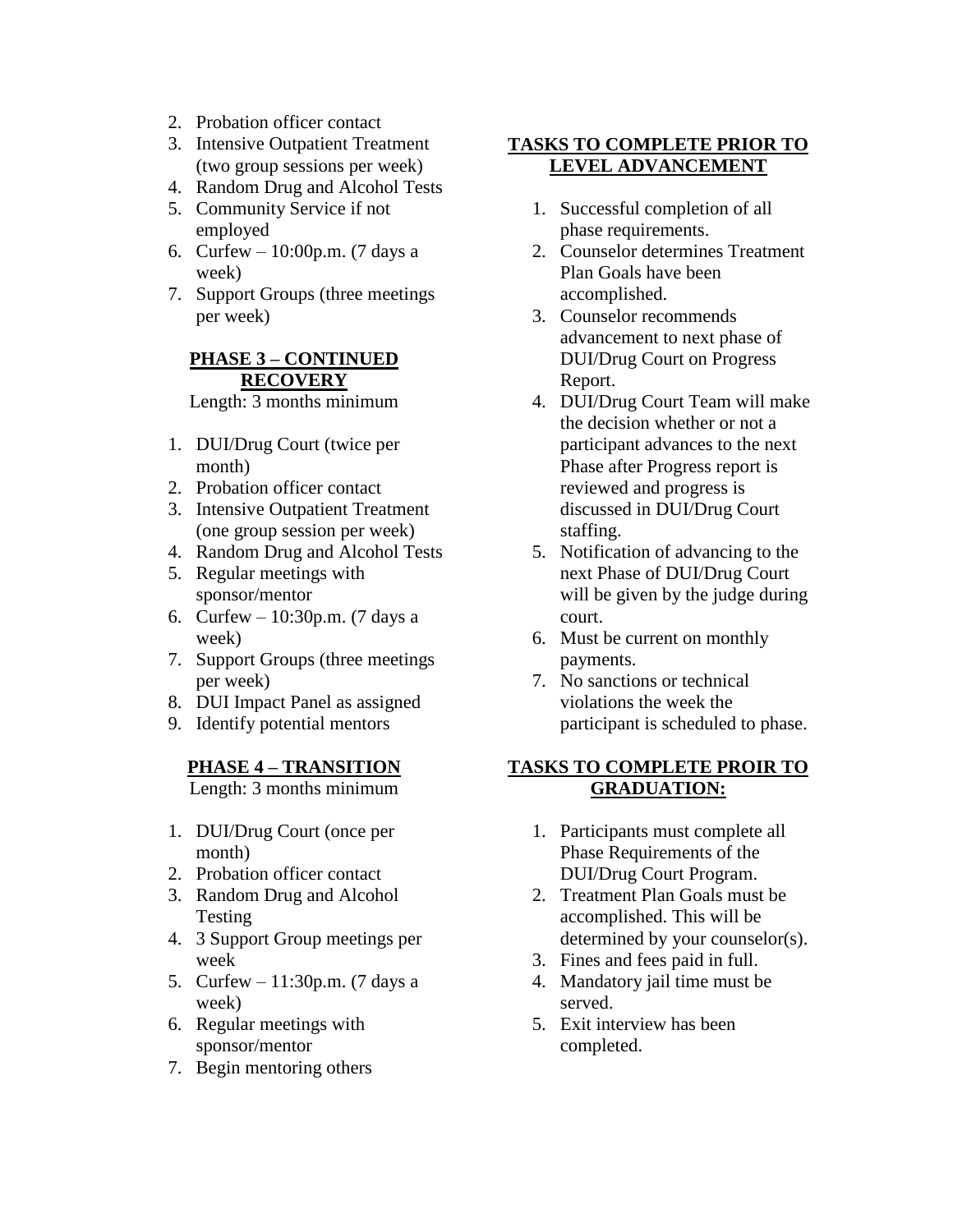2. Probation officer contact
3. Intensive Outpatient Treatment (two group sessions per week)
4. Random Drug and Alcohol Tests
5. Community Service if not employed
6. Curfew – 10:00p.m. (7 days a week)
7. Support Groups (three meetings per week)

## PHASE 3 – CONTINUED RECOVERY

Length: 3 months minimum

1. DUI/Drug Court (twice per month)
2. Probation officer contact
3. Intensive Outpatient Treatment (one group session per week)
4. Random Drug and Alcohol Tests
5. Regular meetings with sponsor/mentor
6. Curfew – 10:30p.m. (7 days a week)
7. Support Groups (three meetings per week)
8. DUI Impact Panel as assigned
9. Identify potential mentors

## PHASE 4 – TRANSITION

Length: 3 months minimum

1. DUI/Drug Court (once per month)
2. Probation officer contact
3. Random Drug and Alcohol Testing
4. 3 Support Group meetings per week
5. Curfew – 11:30p.m. (7 days a week)
6. Regular meetings with sponsor/mentor
7. Begin mentoring others

## TASKS TO COMPLETE PRIOR TO LEVEL ADVANCEMENT

1. Successful completion of all phase requirements.
2. Counselor determines Treatment Plan Goals have been accomplished.
3. Counselor recommends advancement to next phase of DUI/Drug Court on Progress Report.
4. DUI/Drug Court Team will make the decision whether or not a participant advances to the next Phase after Progress report is reviewed and progress is discussed in DUI/Drug Court staffing.
5. Notification of advancing to the next Phase of DUI/Drug Court will be given by the judge during court.
6. Must be current on monthly payments.
7. No sanctions or technical violations the week the participant is scheduled to phase.

## TASKS TO COMPLETE PROIR TO GRADUATION:

1. Participants must complete all Phase Requirements of the DUI/Drug Court Program.
2. Treatment Plan Goals must be accomplished. This will be determined by your counselor(s).
3. Fines and fees paid in full.
4. Mandatory jail time must be served.
5. Exit interview has been completed.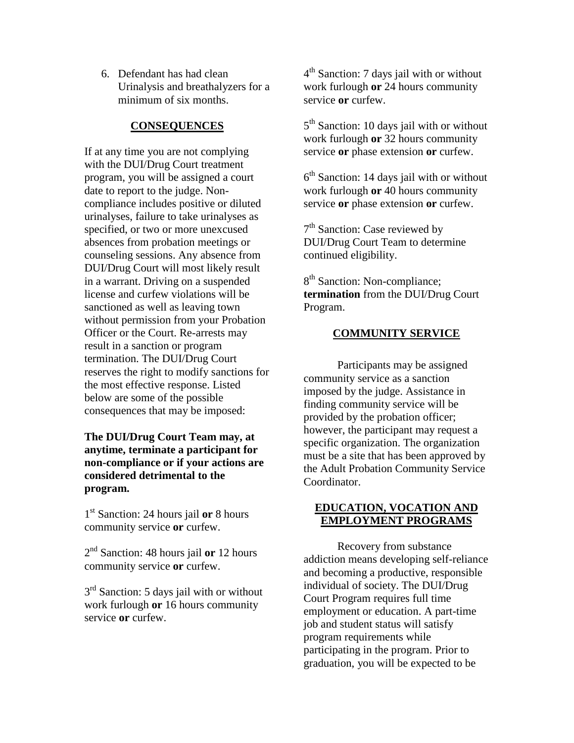6. Defendant has had clean Urinalysis and breathalyzers for a minimum of six months.

## CONSEQUENCES

If at any time you are not complying with the DUI/Drug Court treatment program, you will be assigned a court date to report to the judge. Non-compliance includes positive or diluted urinalyses, failure to take urinalyses as specified, or two or more unexcused absences from probation meetings or counseling sessions. Any absence from DUI/Drug Court will most likely result in a warrant. Driving on a suspended license and curfew violations will be sanctioned as well as leaving town without permission from your Probation Officer or the Court. Re-arrests may result in a sanction or program termination. The DUI/Drug Court reserves the right to modify sanctions for the most effective response. Listed below are some of the possible consequences that may be imposed:

**The DUI/Drug Court Team may, at anytime, terminate a participant for non-compliance or if your actions are considered detrimental to the program.**

1st Sanction: 24 hours jail **or** 8 hours community service **or** curfew.

2nd Sanction: 48 hours jail **or** 12 hours community service **or** curfew.

3rd Sanction: 5 days jail with or without work furlough **or** 16 hours community service **or** curfew.

4th Sanction: 7 days jail with or without work furlough **or** 24 hours community service **or** curfew.

5th Sanction: 10 days jail with or without work furlough **or** 32 hours community service **or** phase extension **or** curfew.

6th Sanction: 14 days jail with or without work furlough **or** 40 hours community service **or** phase extension **or** curfew.

7th Sanction: Case reviewed by DUI/Drug Court Team to determine continued eligibility.

8th Sanction: Non-compliance; **termination** from the DUI/Drug Court Program.

## COMMUNITY SERVICE

Participants may be assigned community service as a sanction imposed by the judge. Assistance in finding community service will be provided by the probation officer; however, the participant may request a specific organization. The organization must be a site that has been approved by the Adult Probation Community Service Coordinator.

## EDUCATION, VOCATION AND EMPLOYMENT PROGRAMS

Recovery from substance addiction means developing self-reliance and becoming a productive, responsible individual of society. The DUI/Drug Court Program requires full time employment or education. A part-time job and student status will satisfy program requirements while participating in the program. Prior to graduation, you will be expected to be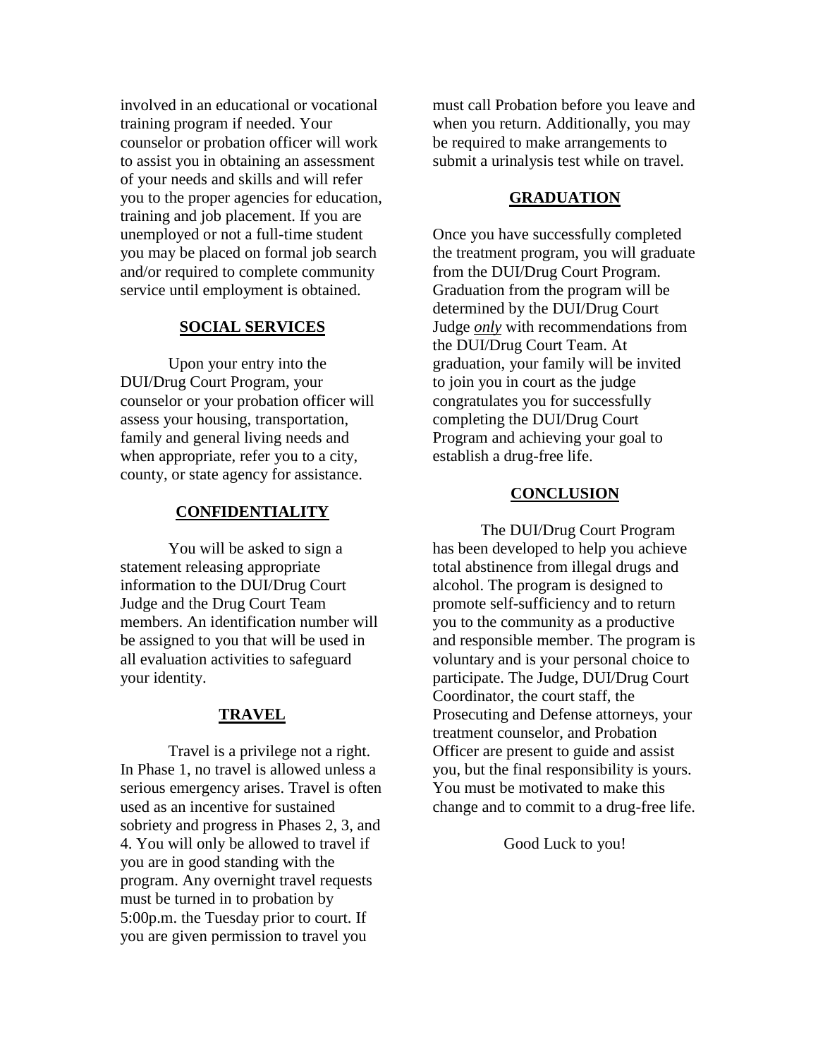involved in an educational or vocational training program if needed. Your counselor or probation officer will work to assist you in obtaining an assessment of your needs and skills and will refer you to the proper agencies for education, training and job placement. If you are unemployed or not a full-time student you may be placed on formal job search and/or required to complete community service until employment is obtained.

## SOCIAL SERVICES

Upon your entry into the DUI/Drug Court Program, your counselor or your probation officer will assess your housing, transportation, family and general living needs and when appropriate, refer you to a city, county, or state agency for assistance.

## CONFIDENTIALITY

You will be asked to sign a statement releasing appropriate information to the DUI/Drug Court Judge and the Drug Court Team members. An identification number will be assigned to you that will be used in all evaluation activities to safeguard your identity.

## TRAVEL

Travel is a privilege not a right. In Phase 1, no travel is allowed unless a serious emergency arises. Travel is often used as an incentive for sustained sobriety and progress in Phases 2, 3, and 4. You will only be allowed to travel if you are in good standing with the program. Any overnight travel requests must be turned in to probation by 5:00p.m. the Tuesday prior to court. If you are given permission to travel you must call Probation before you leave and when you return. Additionally, you may be required to make arrangements to submit a urinalysis test while on travel.

## GRADUATION

Once you have successfully completed the treatment program, you will graduate from the DUI/Drug Court Program. Graduation from the program will be determined by the DUI/Drug Court Judge *only* with recommendations from the DUI/Drug Court Team. At graduation, your family will be invited to join you in court as the judge congratulates you for successfully completing the DUI/Drug Court Program and achieving your goal to establish a drug-free life.

## CONCLUSION

The DUI/Drug Court Program has been developed to help you achieve total abstinence from illegal drugs and alcohol. The program is designed to promote self-sufficiency and to return you to the community as a productive and responsible member. The program is voluntary and is your personal choice to participate. The Judge, DUI/Drug Court Coordinator, the court staff, the Prosecuting and Defense attorneys, your treatment counselor, and Probation Officer are present to guide and assist you, but the final responsibility is yours. You must be motivated to make this change and to commit to a drug-free life.

Good Luck to you!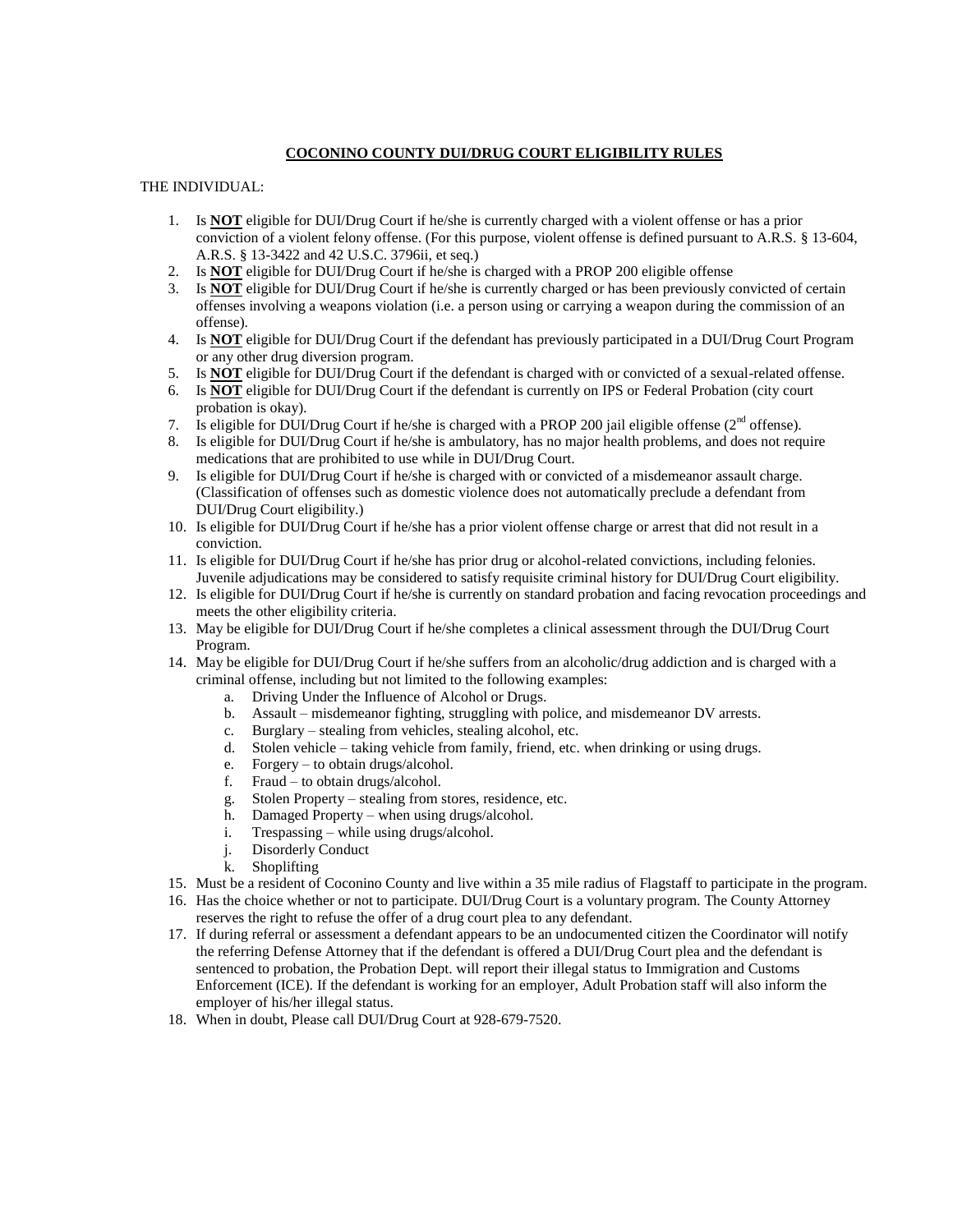## **COCONINO COUNTY DUI/DRUG COURT ELIGIBILITY RULES**

THE INDIVIDUAL:

1. Is **NOT** eligible for DUI/Drug Court if he/she is currently charged with a violent offense or has a prior conviction of a violent felony offense. (For this purpose, violent offense is defined pursuant to A.R.S. § 13-604, A.R.S. § 13-3422 and 42 U.S.C. 3796ii, et seq.)
2. Is **NOT** eligible for DUI/Drug Court if he/she is charged with a PROP 200 eligible offense
3. Is **NOT** eligible for DUI/Drug Court if he/she is currently charged or has been previously convicted of certain offenses involving a weapons violation (i.e. a person using or carrying a weapon during the commission of an offense).
4. Is **NOT** eligible for DUI/Drug Court if the defendant has previously participated in a DUI/Drug Court Program or any other drug diversion program.
5. Is **NOT** eligible for DUI/Drug Court if the defendant is charged with or convicted of a sexual-related offense.
6. Is **NOT** eligible for DUI/Drug Court if the defendant is currently on IPS or Federal Probation (city court probation is okay).
7. Is eligible for DUI/Drug Court if he/she is charged with a PROP 200 jail eligible offense (2nd offense).
8. Is eligible for DUI/Drug Court if he/she is ambulatory, has no major health problems, and does not require medications that are prohibited to use while in DUI/Drug Court.
9. Is eligible for DUI/Drug Court if he/she is charged with or convicted of a misdemeanor assault charge. (Classification of offenses such as domestic violence does not automatically preclude a defendant from DUI/Drug Court eligibility.)
10. Is eligible for DUI/Drug Court if he/she has a prior violent offense charge or arrest that did not result in a conviction.
11. Is eligible for DUI/Drug Court if he/she has prior drug or alcohol-related convictions, including felonies. Juvenile adjudications may be considered to satisfy requisite criminal history for DUI/Drug Court eligibility.
12. Is eligible for DUI/Drug Court if he/she is currently on standard probation and facing revocation proceedings and meets the other eligibility criteria.
13. May be eligible for DUI/Drug Court if he/she completes a clinical assessment through the DUI/Drug Court Program.
14. May be eligible for DUI/Drug Court if he/she suffers from an alcoholic/drug addiction and is charged with a criminal offense, including but not limited to the following examples:
    a. Driving Under the Influence of Alcohol or Drugs.
    b. Assault – misdemeanor fighting, struggling with police, and misdemeanor DV arrests.
    c. Burglary – stealing from vehicles, stealing alcohol, etc.
    d. Stolen vehicle – taking vehicle from family, friend, etc. when drinking or using drugs.
    e. Forgery – to obtain drugs/alcohol.
    f. Fraud – to obtain drugs/alcohol.
    g. Stolen Property – stealing from stores, residence, etc.
    h. Damaged Property – when using drugs/alcohol.
    i. Trespassing – while using drugs/alcohol.
    j. Disorderly Conduct
    k. Shoplifting
15. Must be a resident of Coconino County and live within a 35 mile radius of Flagstaff to participate in the program.
16. Has the choice whether or not to participate. DUI/Drug Court is a voluntary program. The County Attorney reserves the right to refuse the offer of a drug court plea to any defendant.
17. If during referral or assessment a defendant appears to be an undocumented citizen the Coordinator will notify the referring Defense Attorney that if the defendant is offered a DUI/Drug Court plea and the defendant is sentenced to probation, the Probation Dept. will report their illegal status to Immigration and Customs Enforcement (ICE). If the defendant is working for an employer, Adult Probation staff will also inform the employer of his/her illegal status.
18. When in doubt, Please call DUI/Drug Court at 928-679-7520.